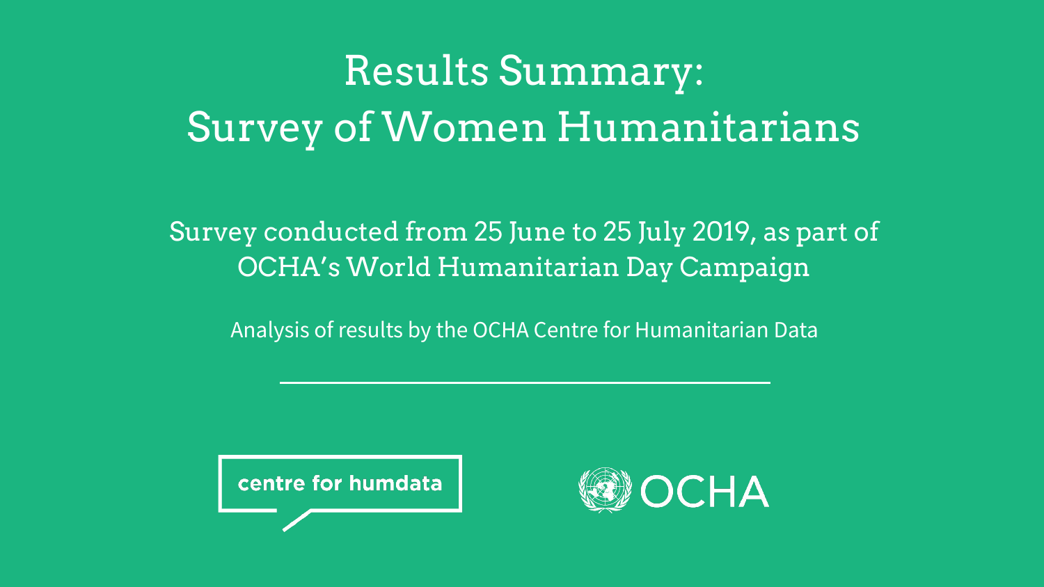# Results Summary: Survey of Women Humanitarians

Survey conducted from 25 June to 25 July 2019, as part of OCHA's World Humanitarian Day Campaign

Analysis of results by the OCHA Centre for Humanitarian Data

centre for humdata

OCHA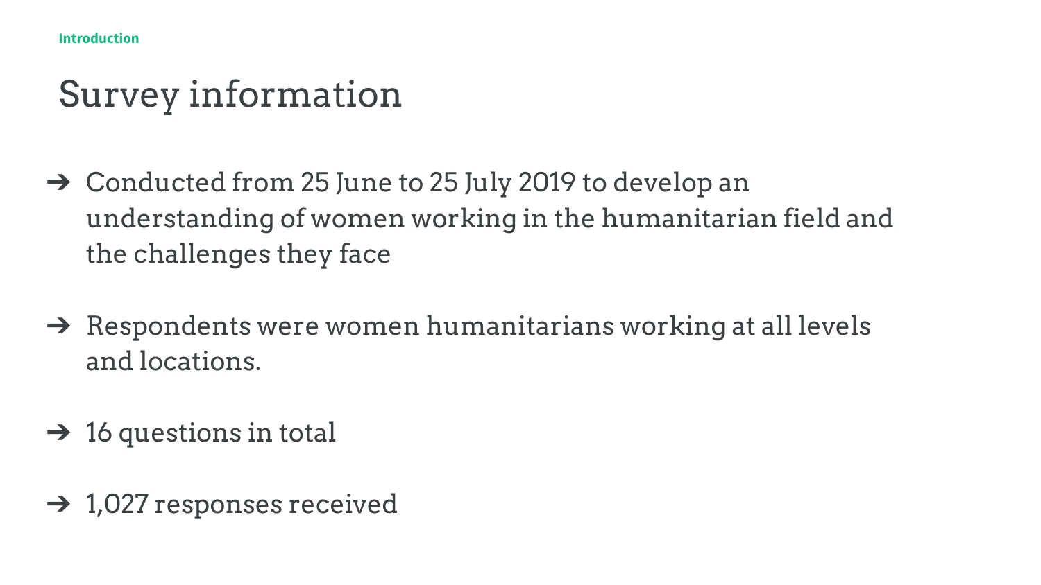Introduction

# Survey information

- Conducted from 25 June to 25 July 2019 to develop an understanding of women working in the humanitarian field and the challenges they face

- Respondents were women humanitarians working at all levels and locations.

- 16 questions in total

- 1,027 responses received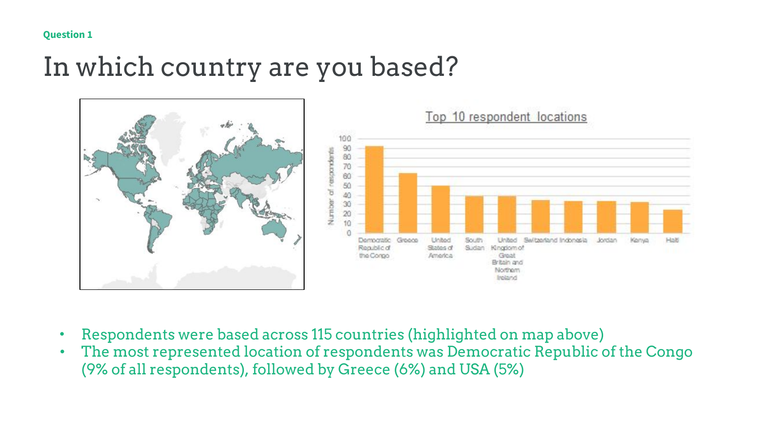Question 1

# In which country are you based?

Top 10 respondent locations

Number of respondents

100
90
80
70
60
50
40
30
20
10
0

Democratic Republic of the Congo
Greece
United States of America
South Sudan
United Kingdom of Great Britain and Northern Ireland
Switzerland
Indonesia
Jordan
Kenya
Haiti

- Respondents were based across 115 countries (highlighted on map above)
- The most represented location of respondents was Democratic Republic of the Congo (9% of all respondents), followed by Greece (6%) and USA (5%)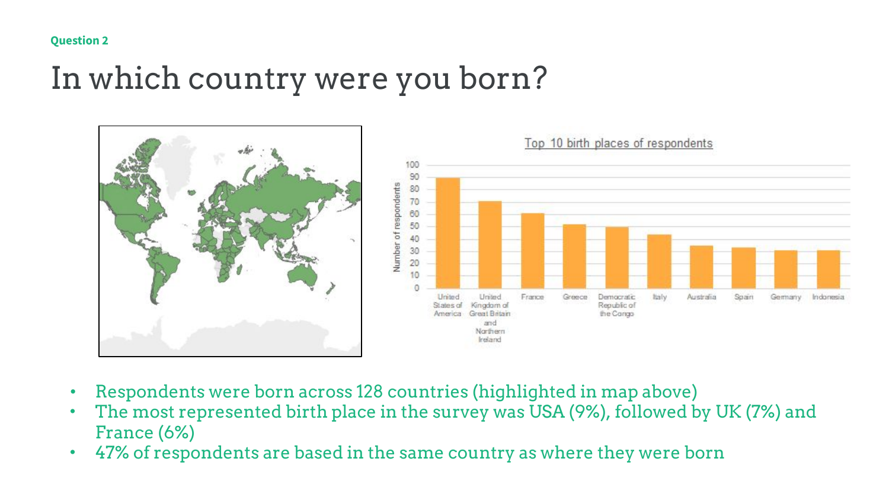**Question 2**

# In which country were you born?

Top 10 birth places of respondents

Number of respondents

100
90
80
70
60
50
40
30
20
10
0

United States of America
United Kingdom of Great Britain and Northern Ireland
France
Greece
Democratic Republic of the Congo
Italy
Australia
Spain
Germany
Indonesia

- Respondents were born across 128 countries (highlighted in map above)
- The most represented birth place in the survey was USA (9%), followed by UK (7%) and France (6%)
- 47% of respondents are based in the same country as where they were born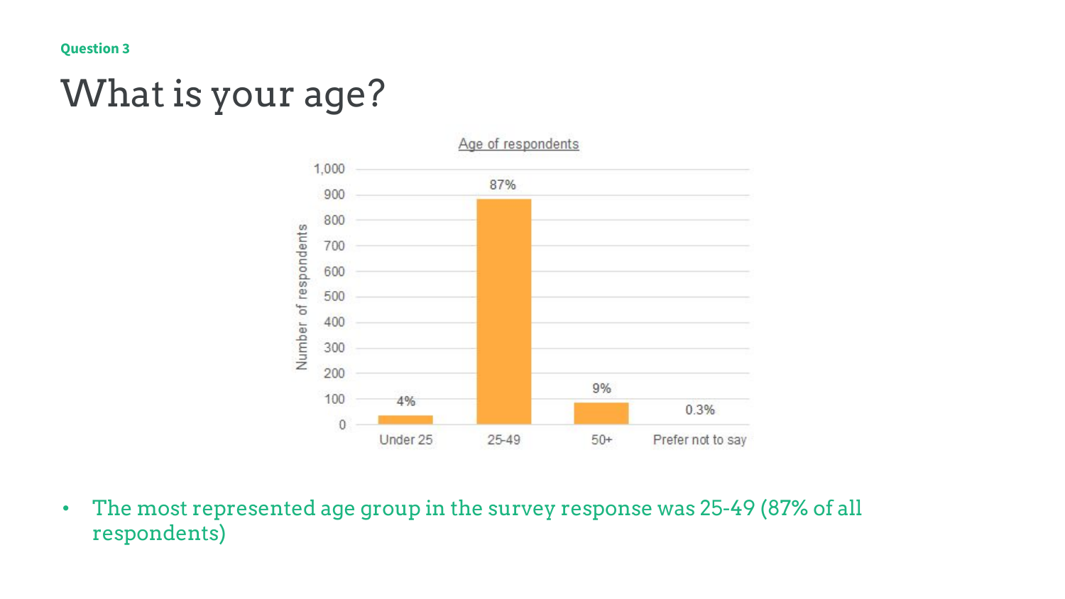Question 3

# What is your age?

Age of respondents

Number of respondents

1,000
900
800
700
600
500
400
300
200
100
0

87%
4%
9%
0.3%

Under 25
25-49
50+
Prefer not to say

- The most represented age group in the survey response was 25-49 (87% of all respondents)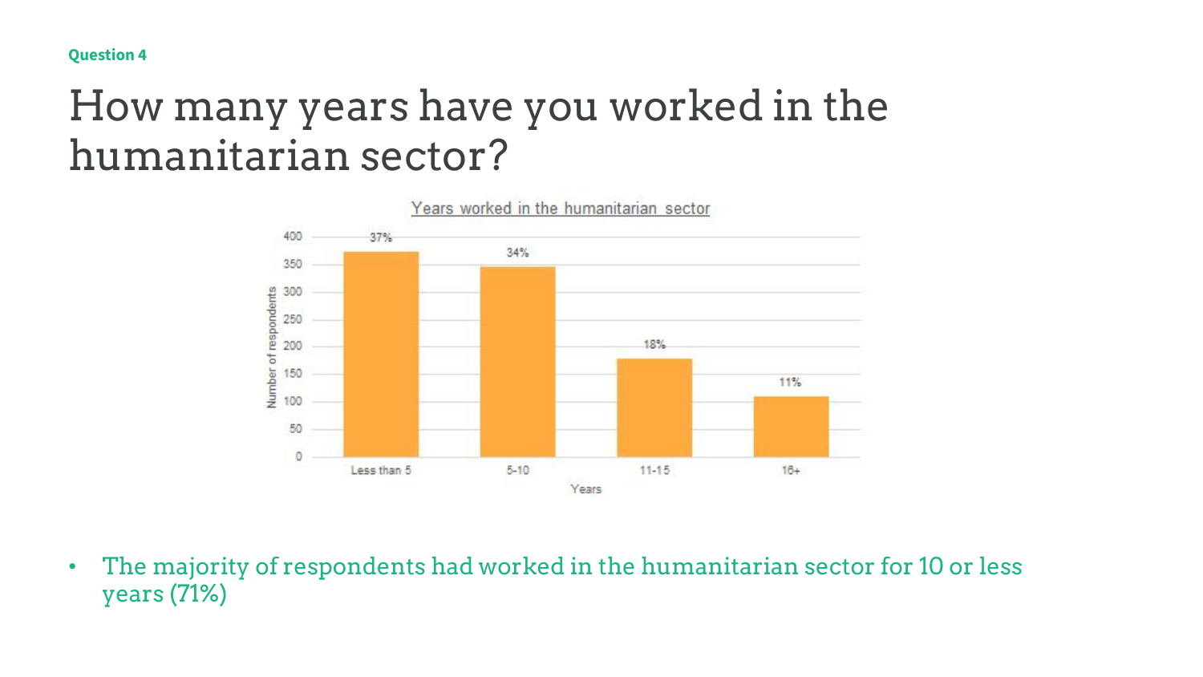**Question 4**

# How many years have you worked in the humanitarian sector?

Years worked in the humanitarian sector

400
350
300
250
200
150
100
50
0

Number of respondents

37%
34%
18%
11%

Less than 5
5-10
11-15
16+

Years

- The majority of respondents had worked in the humanitarian sector for 10 or less years (71%)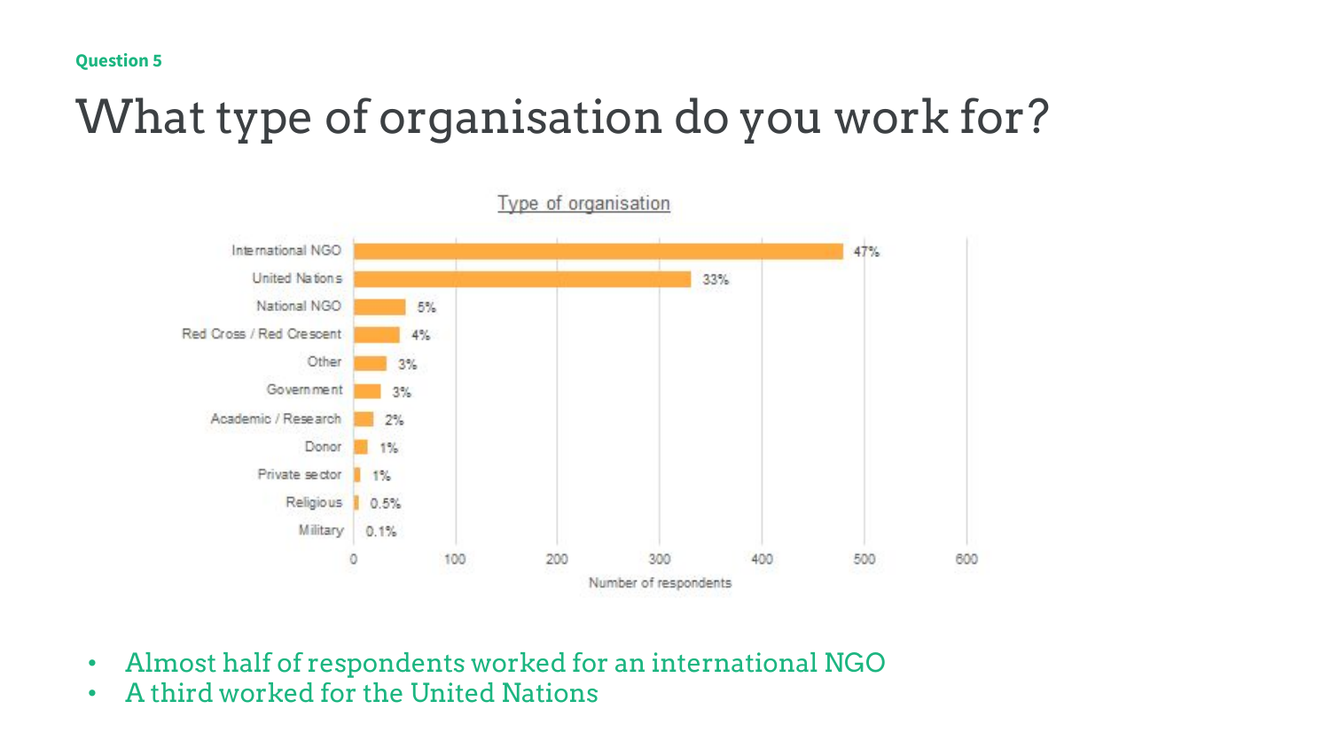Question 5

# What type of organisation do you work for?

Type of organisation

International NGO 47%
United Nations 33%
National NGO 5%
Red Cross / Red Crescent 4%
Other 3%
Government 3%
Academic / Research 2%
Donor 1%
Private sector 1%
Religious 0.5%
Military 0.1%

0 100 200 300 400 500 600

Number of respondents

- Almost half of respondents worked for an international NGO
- A third worked for the United Nations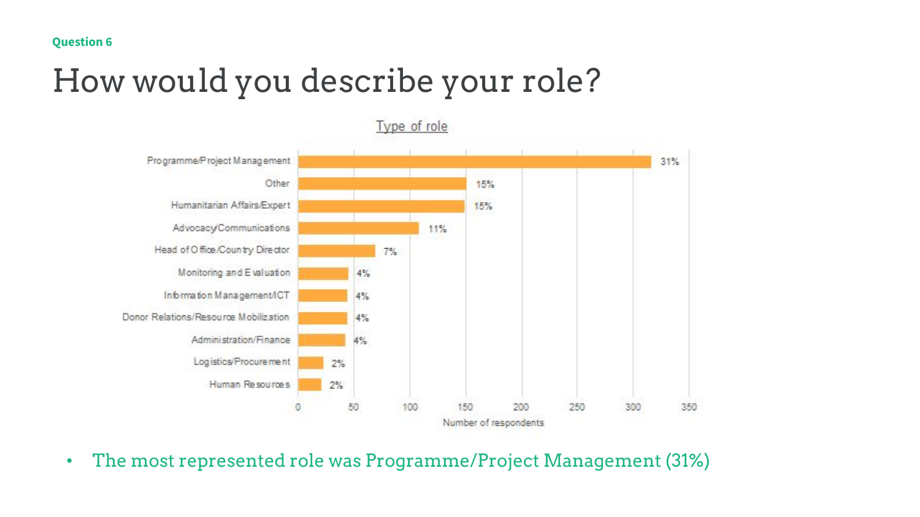Question 6

# How would you describe your role?

Type of role

Programme/Project Management 31%
Other 15%
Humanitarian Affairs/Expert 15%
Advocacy/Communications 11%
Head of Office/Country Director 7%
Monitoring and Evaluation 4%
Information Management/ICT 4%
Donor Relations/Resource Mobilization 4%
Administration/Finance 4%
Logistics/Procurement 2%
Human Resources 2%

0 50 100 150 200 250 300 350

Number of respondents

- The most represented role was Programme/Project Management (31%)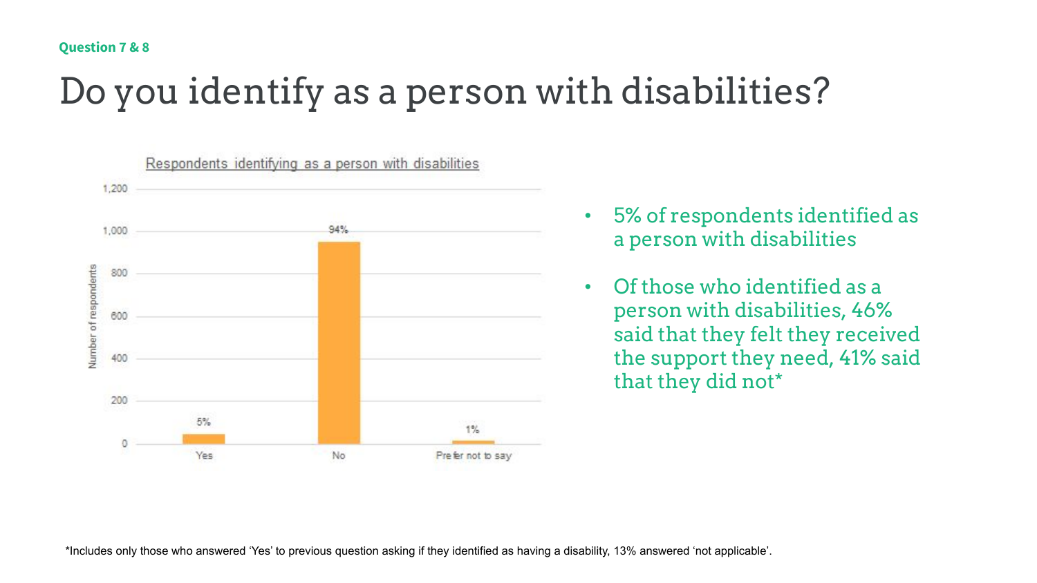**Question 7 & 8**

# Do you identify as a person with disabilities?

Respondents identifying as a person with disabilities

Number of respondents

1,200
1,000
800
600
400
200
0

5%
94%
1%

Yes
No
Prefer not to say

- 5% of respondents identified as a person with disabilities
- Of those who identified as a person with disabilities, 46% said that they felt they received the support they need, 41% said that they did not*

*Includes only those who answered 'Yes' to previous question asking if they identified as having a disability, 13% answered 'not applicable'.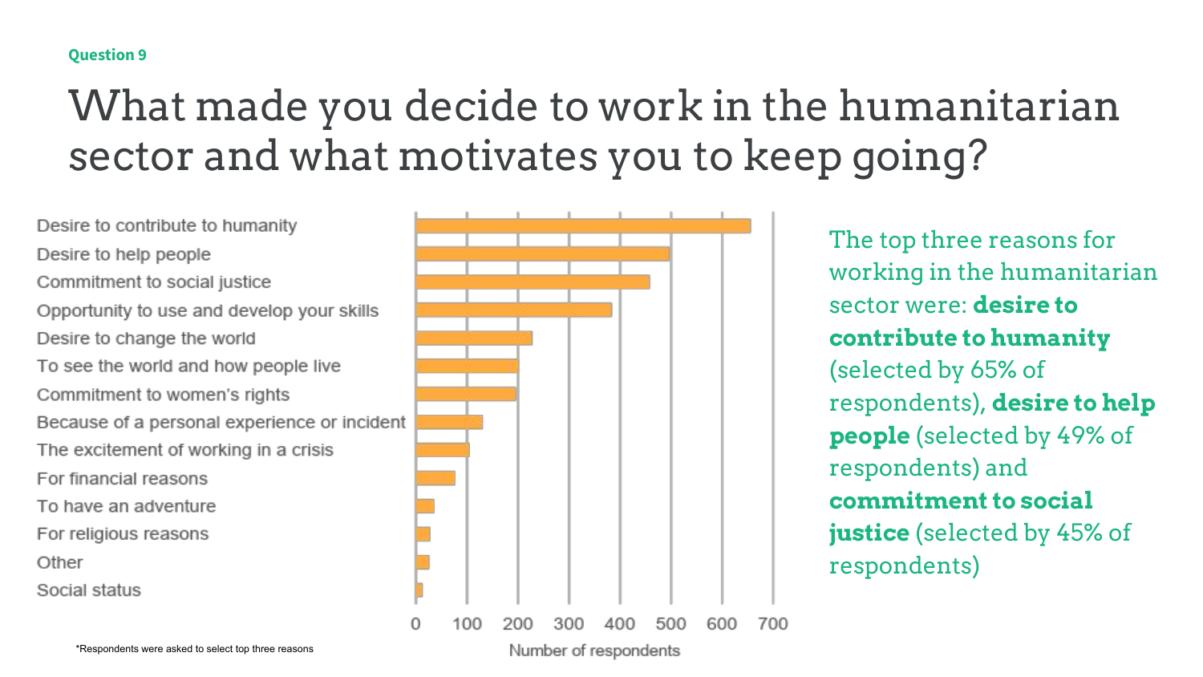Question 9

# What made you decide to work in the humanitarian sector and what motivates you to keep going?

Desire to contribute to humanity
Desire to help people
Commitment to social justice
Opportunity to use and develop your skills
Desire to change the world
To see the world and how people live
Commitment to women's rights
Because of a personal experience or incident
The excitement of working in a crisis
For financial reasons
To have an adventure
For religious reasons
Other
Social status

0 100 200 300 400 500 600 700
Number of respondents

*Respondents were asked to select top three reasons

The top three reasons for working in the humanitarian sector were: **desire to contribute to humanity** (selected by 65% of respondents), **desire to help people** (selected by 49% of respondents) and **commitment to social justice** (selected by 45% of respondents)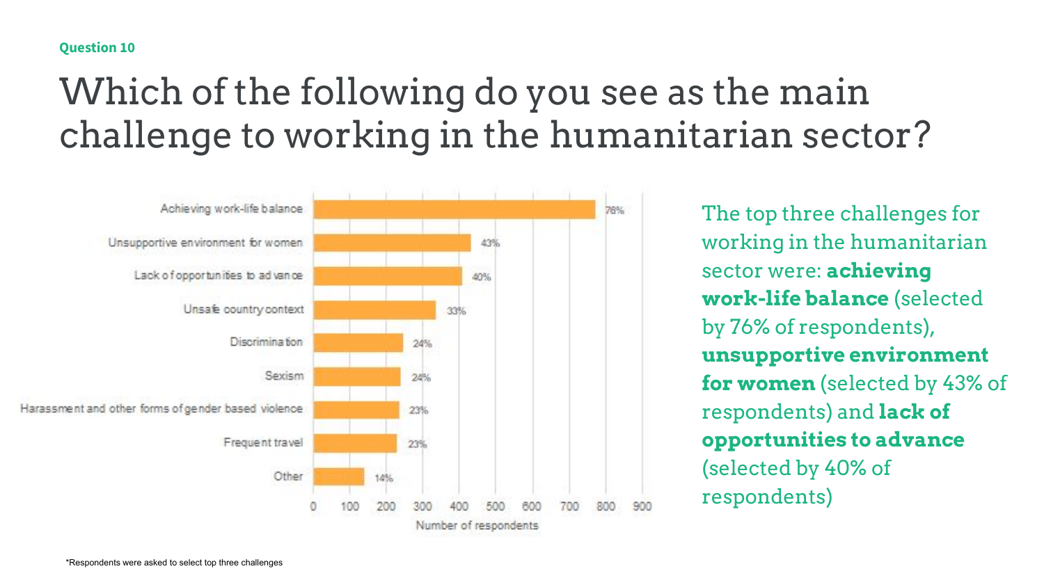Question 10

# Which of the following do you see as the main challenge to working in the humanitarian sector?

| Challenge | Percentage |
| --- | --- |
| Achieving work-life balance | 76% |
| Unsupportive environment for women | 43% |
| Lack of opportunities to advance | 40% |
| Unsafe country context | 33% |
| Discrimination | 24% |
| Sexism | 24% |
| Harassment and other forms of gender based violence | 23% |
| Frequent travel | 23% |
| Other | 14% |

Number of respondents

The top three challenges for working in the humanitarian sector were: **achieving work-life balance** (selected by 76% of respondents), **unsupportive environment for women** (selected by 43% of respondents) and **lack of opportunities to advance** (selected by 40% of respondents)

*Respondents were asked to select top three challenges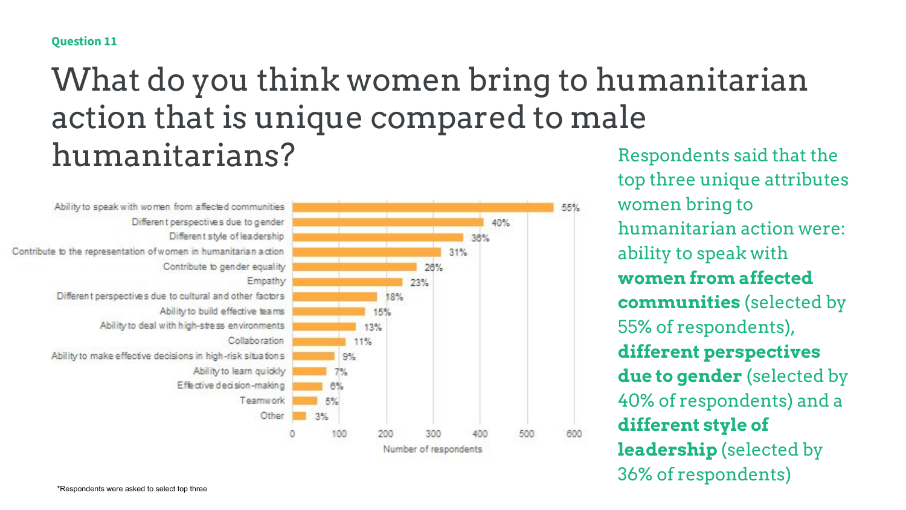Question 11

# What do you think women bring to humanitarian action that is unique compared to male humanitarians?

Ability to speak with women from affected communities 55%
Different perspectives due to gender 40%
Different style of leadership 36%
Contribute to the representation of women in humanitarian action 31%
Contribute to gender equality 26%
Empathy 23%
Different perspectives due to cultural and other factors 18%
Ability to build effective teams 15%
Ability to deal with high-stress environments 13%
Collaboration 11%
Ability to make effective decisions in high-risk situations 9%
Ability to learn quickly 7%
Effective decision-making 6%
Teamwork 5%
Other 3%

0 100 200 300 400 500 600
Number of respondents

Respondents said that the top three unique attributes women bring to humanitarian action were: ability to speak with **women from affected communities** (selected by 55% of respondents), **different perspectives due to gender** (selected by 40% of respondents) and a **different style of leadership** (selected by 36% of respondents)

*Respondents were asked to select top three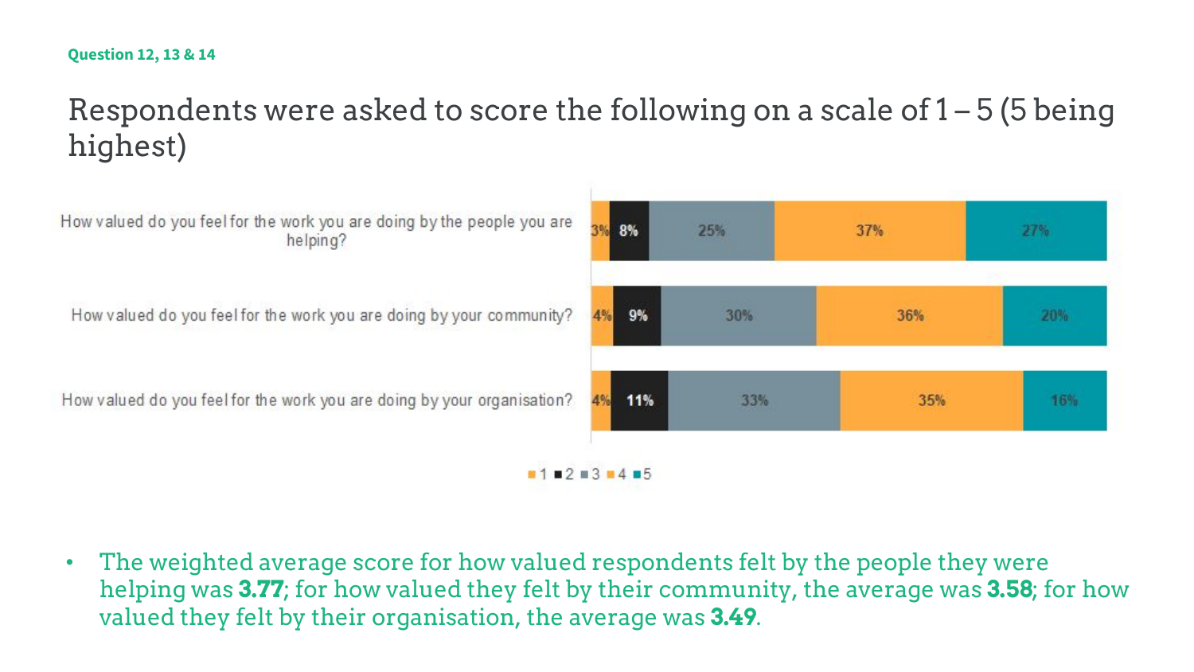Question 12, 13 & 14

## Respondents were asked to score the following on a scale of 1 – 5 (5 being highest)

How valued do you feel for the work you are doing by the people you are helping?
3% 8% 25% 37% 27%

How valued do you feel for the work you are doing by your community?
4% 9% 30% 36% 20%

How valued do you feel for the work you are doing by your organisation?
4% 11% 33% 35% 16%

1 2 3 4 5

- The weighted average score for how valued respondents felt by the people they were helping was **3.77**; for how valued they felt by their community, the average was **3.58**; for how valued they felt by their organisation, the average was **3.49**.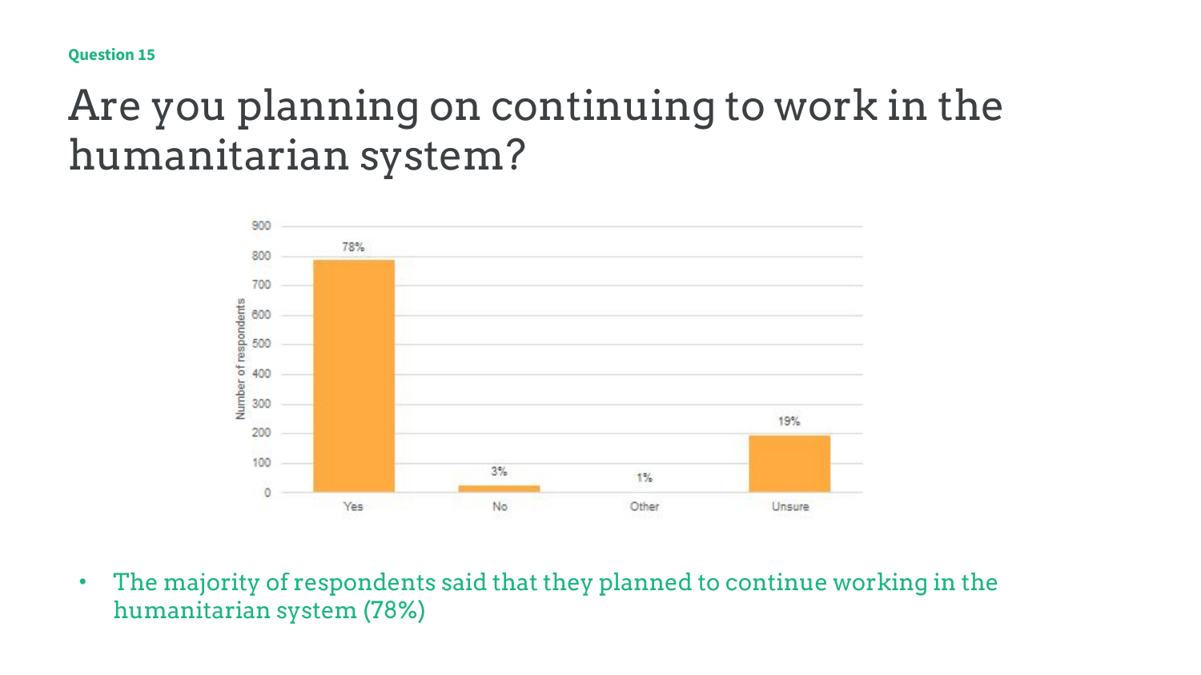Question 15

# Are you planning on continuing to work in the humanitarian system?

Number of respondents

900
800
700
600
500
400
300
200
100
0

78%
3%
1%
19%

Yes
No
Other
Unsure

- The majority of respondents said that they planned to continue working in the humanitarian system (78%)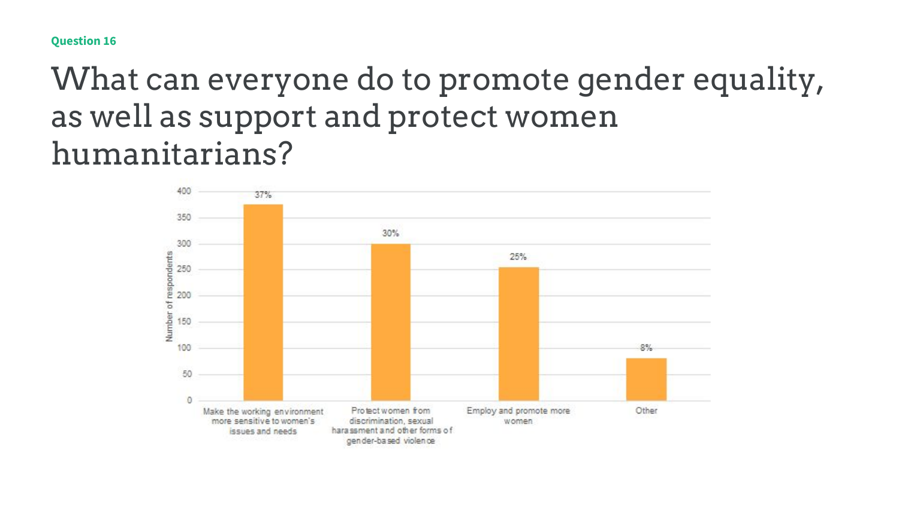Question 16

# What can everyone do to promote gender equality, as well as support and protect women humanitarians?

Number of respondents

400
350
300
250
200
150
100
50
0

37%
30%
25%
8%

Make the working environment more sensitive to women's issues and needs

Protect women from discrimination, sexual harassment and other forms of gender-based violence

Employ and promote more women

Other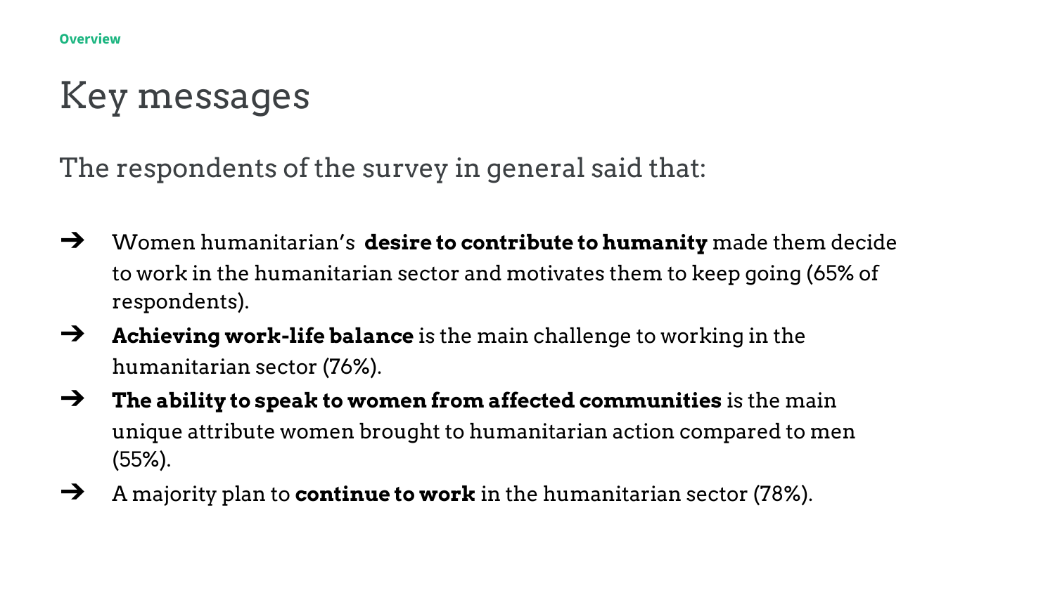Overview

# Key messages

The respondents of the survey in general said that:

- Women humanitarian's **desire to contribute to humanity** made them decide to work in the humanitarian sector and motivates them to keep going (65% of respondents).
- **Achieving work-life balance** is the main challenge to working in the humanitarian sector (76%).
- **The ability to speak to women from affected communities** is the main unique attribute women brought to humanitarian action compared to men (55%).
- A majority plan to **continue to work** in the humanitarian sector (78%).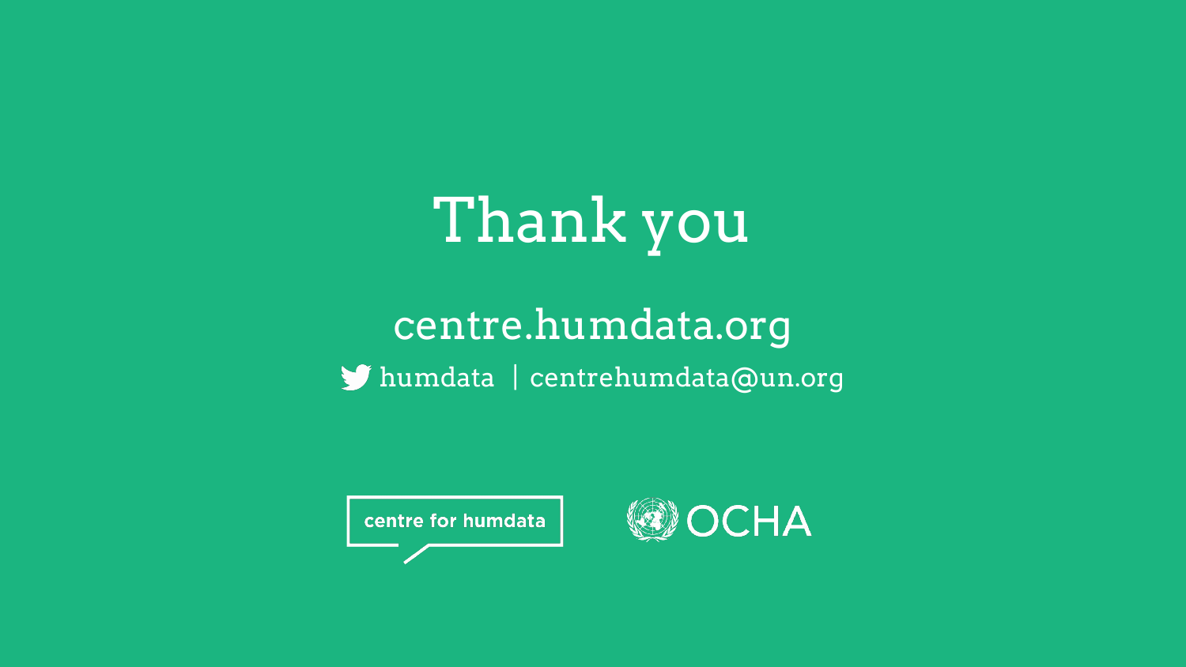# Thank you

centre.humdata.org

humdata | centrehumdata@un.org

centre for humdata

OCHA